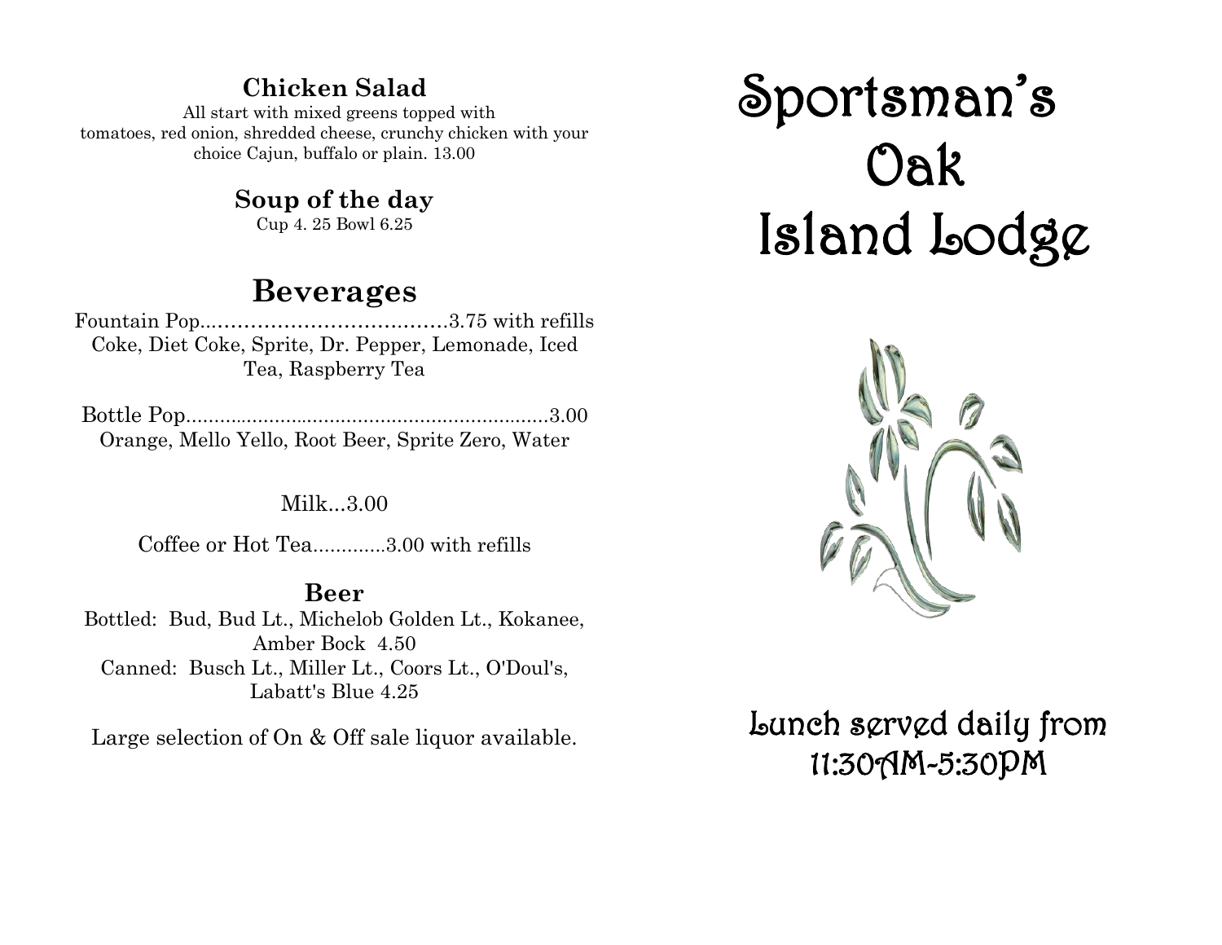## Chicken Salad

All start with mixed greens topped with tomatoes, red onion, shredded cheese, crunchy chicken with your choice Cajun, buffalo or plain. 13.00

## Soup of the day

Cup 4. 25 Bowl 6.25

# Beverages

Fountain Pop......................................3.75 with refills
Coke, Diet Coke, Sprite, Dr. Pepper, Lemonade, Iced Tea, Raspberry Tea

Bottle Pop................................................................3.00
Orange, Mello Yello, Root Beer, Sprite Zero, Water

Milk...3.00

Coffee or Hot Tea.............3.00 with refills

## Beer

Bottled: Bud, Bud Lt., Michelob Golden Lt., Kokanee, Amber Bock 4.50
Canned: Busch Lt., Miller Lt., Coors Lt., O'Doul's, Labatt's Blue 4.25

Large selection of On & Off sale liquor available.

# Sportsman's Oak Island Lodge

Lunch served daily from 11:30AM-5:30PM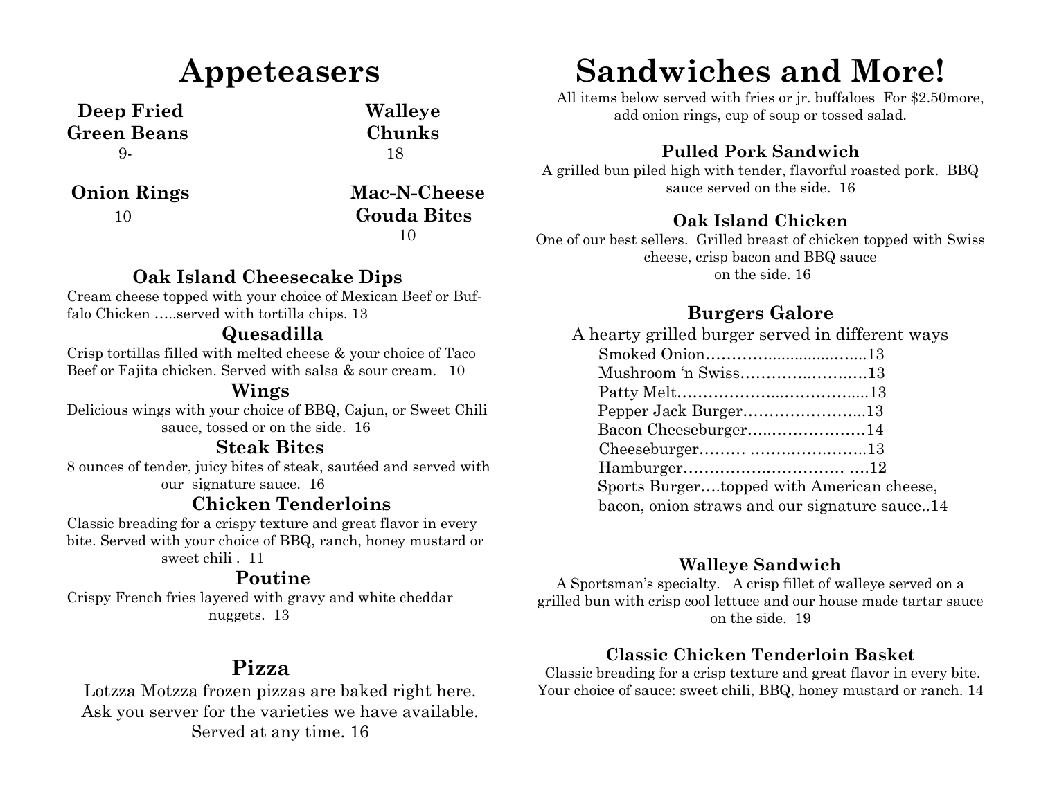# Appeteasers

**Deep Fried Green Beans**
9-

**Walleye Chunks**
18

**Onion Rings**
10

**Mac-N-Cheese Gouda Bites**
10

### Oak Island Cheesecake Dips

Cream cheese topped with your choice of Mexican Beef or Buffalo Chicken …..served with tortilla chips. 13

### Quesadilla

Crisp tortillas filled with melted cheese & your choice of Taco Beef or Fajita chicken. Served with salsa & sour cream. 10

### Wings

Delicious wings with your choice of BBQ, Cajun, or Sweet Chili sauce, tossed or on the side. 16

### Steak Bites

8 ounces of tender, juicy bites of steak, sautéed and served with our signature sauce. 16

### Chicken Tenderloins

Classic breading for a crispy texture and great flavor in every bite. Served with your choice of BBQ, ranch, honey mustard or sweet chili . 11

### Poutine

Crispy French fries layered with gravy and white cheddar nuggets. 13

## Pizza

Lotzza Motzza frozen pizzas are baked right here. Ask you server for the varieties we have available. Served at any time. 16

# Sandwiches and More!

All items below served with fries or jr. buffaloes For $2.50more, add onion rings, cup of soup or tossed salad.

### Pulled Pork Sandwich

A grilled bun piled high with tender, flavorful roasted pork. BBQ sauce served on the side. 16

### Oak Island Chicken

One of our best sellers. Grilled breast of chicken topped with Swiss cheese, crisp bacon and BBQ sauce on the side. 16

### Burgers Galore

A hearty grilled burger served in different ways

Smoked Onion……………..............…....13
Mushroom 'n Swiss…………….…….….13
Patty Melt………………..…………….....13
Pepper Jack Burger…………………....13
Bacon Cheeseburger…..………………14
Cheeseburger……… …….……….……..13
Hamburger………………………… ….12
Sports Burger….topped with American cheese, bacon, onion straws and our signature sauce..14

### Walleye Sandwich

A Sportsman's specialty. A crisp fillet of walleye served on a grilled bun with crisp cool lettuce and our house made tartar sauce on the side. 19

### Classic Chicken Tenderloin Basket

Classic breading for a crisp texture and great flavor in every bite. Your choice of sauce: sweet chili, BBQ, honey mustard or ranch. 14